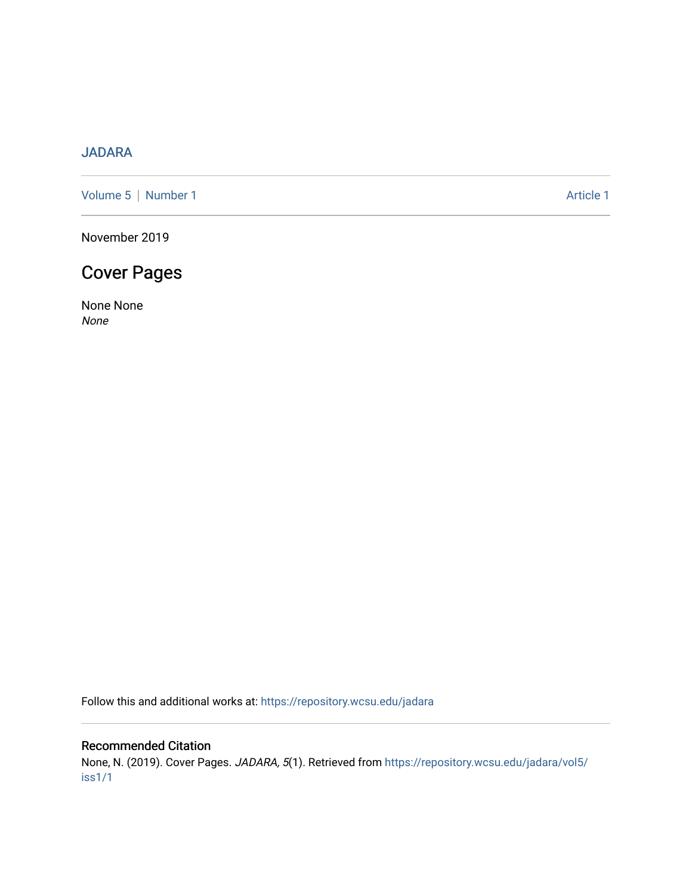JADARA

Volume 5 | Number 1 Article 1

November 2019

# Cover Pages

None None
*None*

Follow this and additional works at: https://repository.wcsu.edu/jadara

## Recommended Citation

None, N. (2019). Cover Pages. *JADARA, 5*(1). Retrieved from https://repository.wcsu.edu/jadara/vol5/iss1/1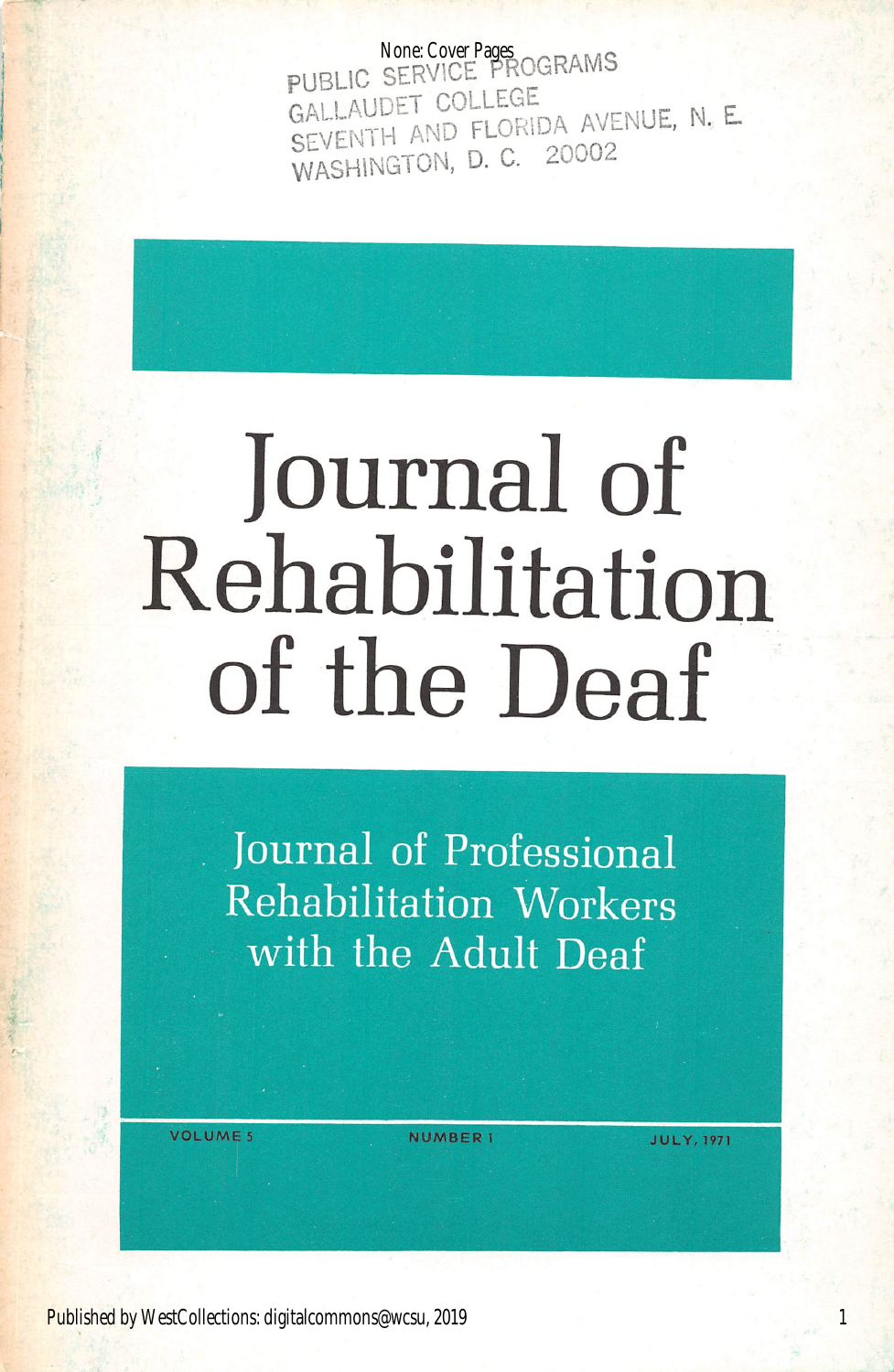PUBLIC SERVICE PROGRAMS
GALLAUDET COLLEGE
SEVENTH AND FLORIDA AVENUE, N. E.
WASHINGTON, D. C. 20002

# Journal of Rehabilitation of the Deaf

## Journal of Professional Rehabilitation Workers with the Adult Deaf

VOLUME 5 NUMBER 1 JULY, 1971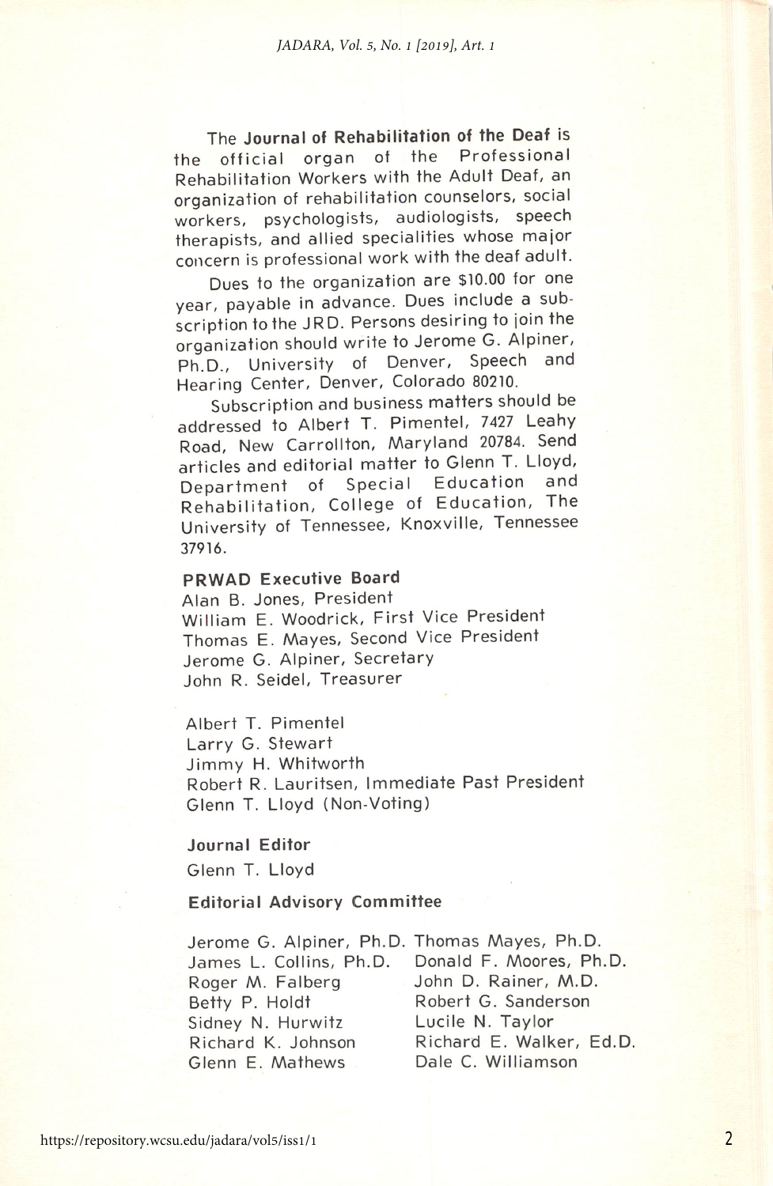The **Journal of Rehabilitation of the Deaf** is the official organ of the Professional Rehabilitation Workers with the Adult Deaf, an organization of rehabilitation counselors, social workers, psychologists, audiologists, speech therapists, and allied specialities whose major concern is professional work with the deaf adult.

Dues to the organization are $10.00 for one year, payable in advance. Dues include a subscription to the JRD. Persons desiring to join the organization should write to Jerome G. Alpiner, Ph.D., University of Denver, Speech and Hearing Center, Denver, Colorado 80210.

Subscription and business matters should be addressed to Albert T. Pimentel, 7427 Leahy Road, New Carrollton, Maryland 20784. Send articles and editorial matter to Glenn T. Lloyd, Department of Special Education and Rehabilitation, College of Education, The University of Tennessee, Knoxville, Tennessee 37916.

**PRWAD Executive Board**

Alan B. Jones, President
William E. Woodrick, First Vice President
Thomas E. Mayes, Second Vice President
Jerome G. Alpiner, Secretary
John R. Seidel, Treasurer

Albert T. Pimentel
Larry G. Stewart
Jimmy H. Whitworth
Robert R. Lauritsen, Immediate Past President
Glenn T. Lloyd (Non-Voting)

**Journal Editor**

Glenn T. Lloyd

**Editorial Advisory Committee**

Jerome G. Alpiner, Ph.D.
James L. Collins, Ph.D.
Roger M. Falberg
Betty P. Holdt
Sidney N. Hurwitz
Richard K. Johnson
Glenn E. Mathews
Thomas Mayes, Ph.D.
Donald F. Moores, Ph.D.
John D. Rainer, M.D.
Robert G. Sanderson
Lucile N. Taylor
Richard E. Walker, Ed.D.
Dale C. Williamson